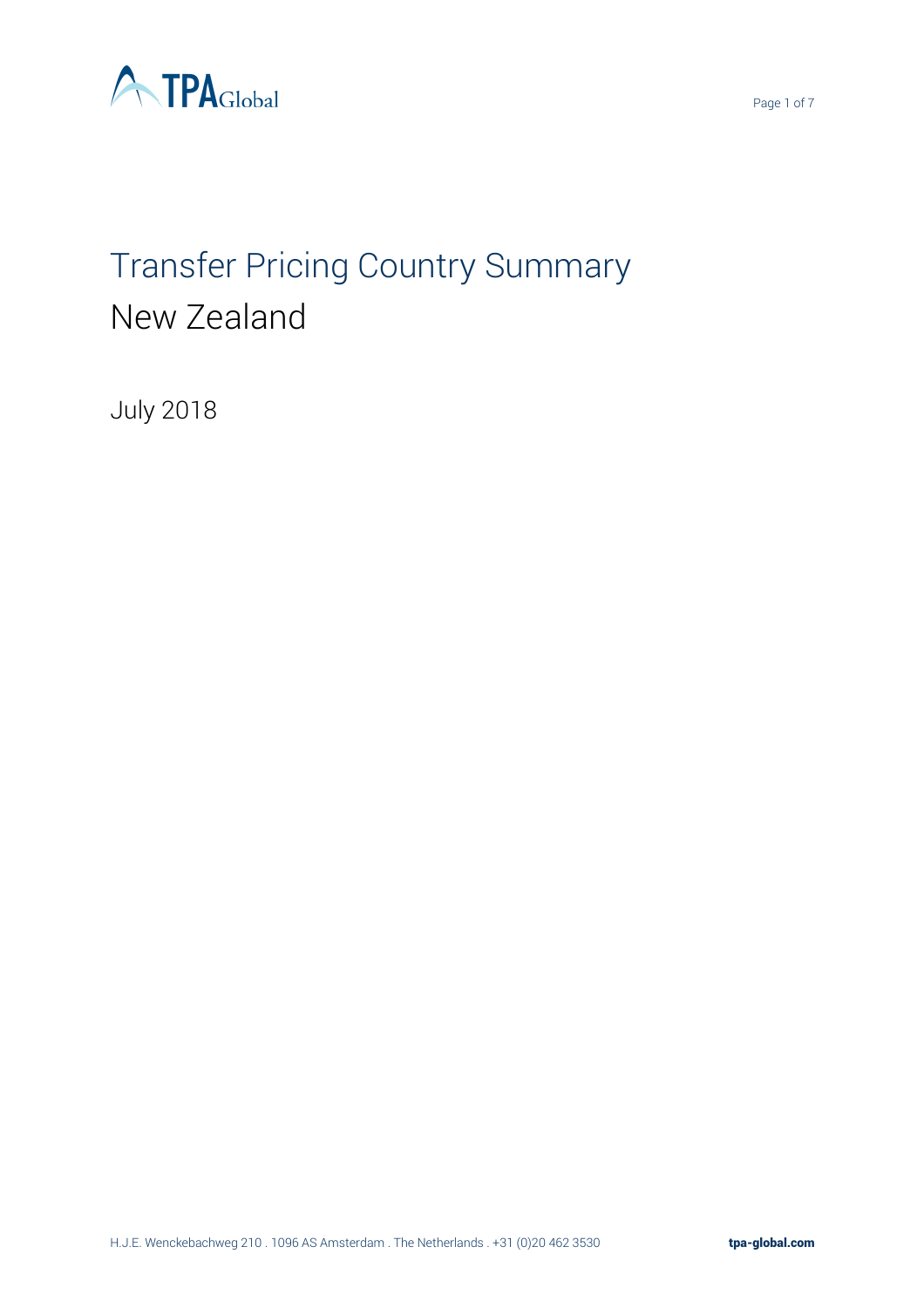# Transfer Pricing Country Summary

## New Zealand

July 2018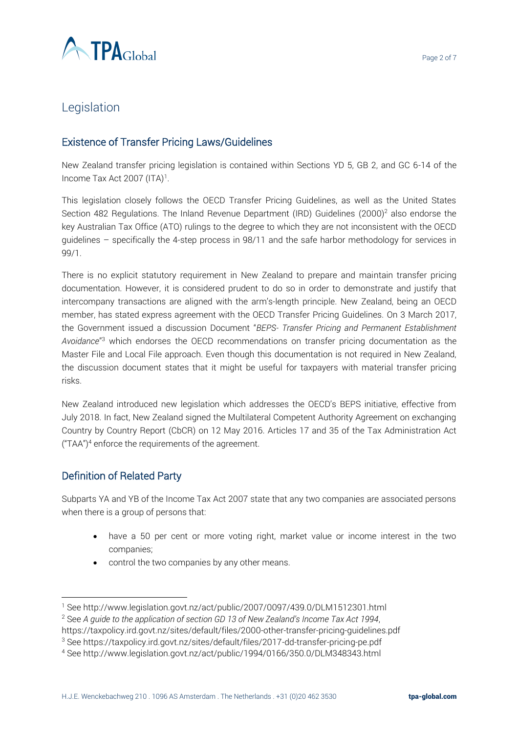# Legislation

## Existence of Transfer Pricing Laws/Guidelines

New Zealand transfer pricing legislation is contained within Sections YD 5, GB 2, and GC 6-14 of the Income Tax Act 2007 (ITA)[1].

This legislation closely follows the OECD Transfer Pricing Guidelines, as well as the United States Section 482 Regulations. The Inland Revenue Department (IRD) Guidelines (2000)[2] also endorse the key Australian Tax Office (ATO) rulings to the degree to which they are not inconsistent with the OECD guidelines – specifically the 4-step process in 98/11 and the safe harbor methodology for services in 99/1.

There is no explicit statutory requirement in New Zealand to prepare and maintain transfer pricing documentation. However, it is considered prudent to do so in order to demonstrate and justify that intercompany transactions are aligned with the arm's-length principle. New Zealand, being an OECD member, has stated express agreement with the OECD Transfer Pricing Guidelines. On 3 March 2017, the Government issued a discussion Document "*BEPS- Transfer Pricing and Permanent Establishment Avoidance*"[3] which endorses the OECD recommendations on transfer pricing documentation as the Master File and Local File approach. Even though this documentation is not required in New Zealand, the discussion document states that it might be useful for taxpayers with material transfer pricing risks.

New Zealand introduced new legislation which addresses the OECD's BEPS initiative, effective from July 2018. In fact, New Zealand signed the Multilateral Competent Authority Agreement on exchanging Country by Country Report (CbCR) on 12 May 2016. Articles 17 and 35 of the Tax Administration Act ("TAA")[4] enforce the requirements of the agreement.

## Definition of Related Party

Subparts YA and YB of the Income Tax Act 2007 state that any two companies are associated persons when there is a group of persons that:

- have a 50 per cent or more voting right, market value or income interest in the two companies;
- control the two companies by any other means.

---

[1] See http://www.legislation.govt.nz/act/public/2007/0097/439.0/DLM1512301.html

[2] See *A guide to the application of section GD 13 of New Zealand's Income Tax Act 1994*, https://taxpolicy.ird.govt.nz/sites/default/files/2000-other-transfer-pricing-guidelines.pdf

[3] See https://taxpolicy.ird.govt.nz/sites/default/files/2017-dd-transfer-pricing-pe.pdf

[4] See http://www.legislation.govt.nz/act/public/1994/0166/350.0/DLM348343.html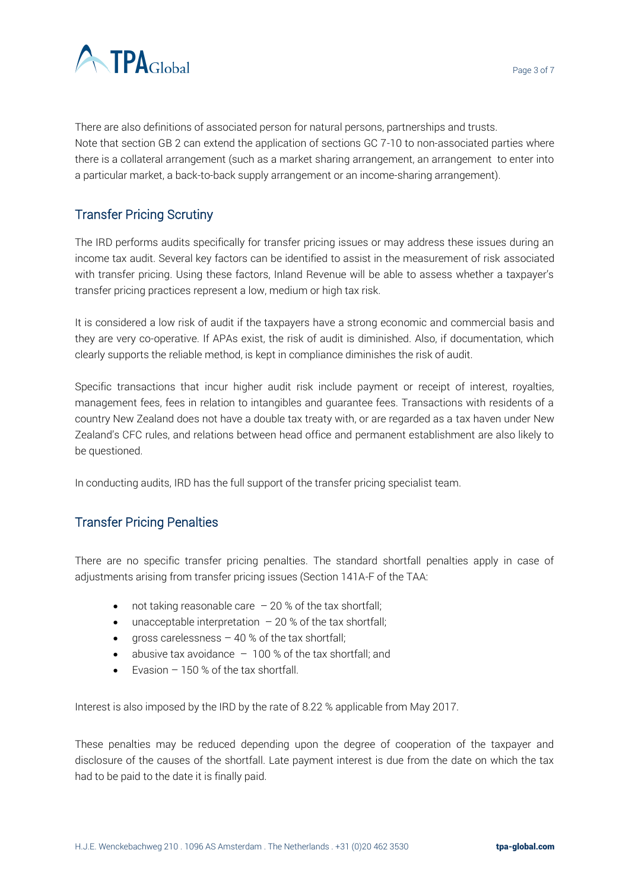There are also definitions of associated person for natural persons, partnerships and trusts. Note that section GB 2 can extend the application of sections GC 7-10 to non-associated parties where there is a collateral arrangement (such as a market sharing arrangement, an arrangement to enter into a particular market, a back-to-back supply arrangement or an income-sharing arrangement).

## Transfer Pricing Scrutiny

The IRD performs audits specifically for transfer pricing issues or may address these issues during an income tax audit. Several key factors can be identified to assist in the measurement of risk associated with transfer pricing. Using these factors, Inland Revenue will be able to assess whether a taxpayer's transfer pricing practices represent a low, medium or high tax risk.

It is considered a low risk of audit if the taxpayers have a strong economic and commercial basis and they are very co-operative. If APAs exist, the risk of audit is diminished. Also, if documentation, which clearly supports the reliable method, is kept in compliance diminishes the risk of audit.

Specific transactions that incur higher audit risk include payment or receipt of interest, royalties, management fees, fees in relation to intangibles and guarantee fees. Transactions with residents of a country New Zealand does not have a double tax treaty with, or are regarded as a tax haven under New Zealand's CFC rules, and relations between head office and permanent establishment are also likely to be questioned.

In conducting audits, IRD has the full support of the transfer pricing specialist team.

## Transfer Pricing Penalties

There are no specific transfer pricing penalties. The standard shortfall penalties apply in case of adjustments arising from transfer pricing issues (Section 141A-F of the TAA:

- not taking reasonable care – 20 % of the tax shortfall;
- unacceptable interpretation – 20 % of the tax shortfall;
- gross carelessness – 40 % of the tax shortfall;
- abusive tax avoidance – 100 % of the tax shortfall; and
- Evasion – 150 % of the tax shortfall.

Interest is also imposed by the IRD by the rate of 8.22 % applicable from May 2017.

These penalties may be reduced depending upon the degree of cooperation of the taxpayer and disclosure of the causes of the shortfall. Late payment interest is due from the date on which the tax had to be paid to the date it is finally paid.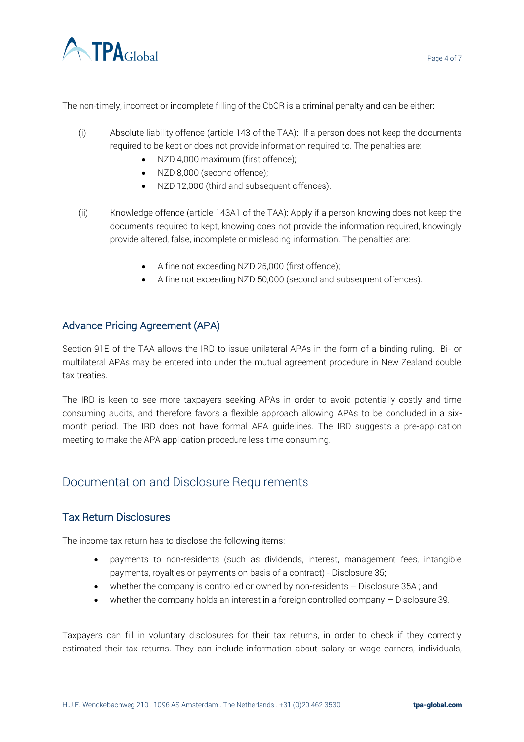The non-timely, incorrect or incomplete filling of the CbCR is a criminal penalty and can be either:

(i) Absolute liability offence (article 143 of the TAA): If a person does not keep the documents required to be kept or does not provide information required to. The penalties are:
   - NZD 4,000 maximum (first offence);
   - NZD 8,000 (second offence);
   - NZD 12,000 (third and subsequent offences).

(ii) Knowledge offence (article 143A1 of the TAA): Apply if a person knowing does not keep the documents required to kept, knowing does not provide the information required, knowingly provide altered, false, incomplete or misleading information. The penalties are:
   - A fine not exceeding NZD 25,000 (first offence);
   - A fine not exceeding NZD 50,000 (second and subsequent offences).

### Advance Pricing Agreement (APA)

Section 91E of the TAA allows the IRD to issue unilateral APAs in the form of a binding ruling. Bi- or multilateral APAs may be entered into under the mutual agreement procedure in New Zealand double tax treaties.

The IRD is keen to see more taxpayers seeking APAs in order to avoid potentially costly and time consuming audits, and therefore favors a flexible approach allowing APAs to be concluded in a six-month period. The IRD does not have formal APA guidelines. The IRD suggests a pre-application meeting to make the APA application procedure less time consuming.

## Documentation and Disclosure Requirements

### Tax Return Disclosures

The income tax return has to disclose the following items:

- payments to non-residents (such as dividends, interest, management fees, intangible payments, royalties or payments on basis of a contract) - Disclosure 35;
- whether the company is controlled or owned by non-residents – Disclosure 35A ; and
- whether the company holds an interest in a foreign controlled company – Disclosure 39.

Taxpayers can fill in voluntary disclosures for their tax returns, in order to check if they correctly estimated their tax returns. They can include information about salary or wage earners, individuals,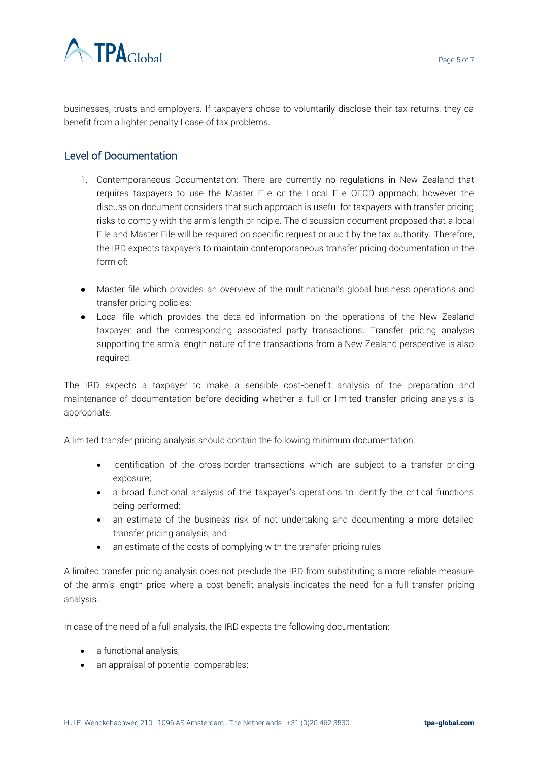businesses, trusts and employers. If taxpayers chose to voluntarily disclose their tax returns, they ca benefit from a lighter penalty I case of tax problems.

## Level of Documentation

1. Contemporaneous Documentation: There are currently no regulations in New Zealand that requires taxpayers to use the Master File or the Local File OECD approach; however the discussion document considers that such approach is useful for taxpayers with transfer pricing risks to comply with the arm's length principle. The discussion document proposed that a local File and Master File will be required on specific request or audit by the tax authority. Therefore, the IRD expects taxpayers to maintain contemporaneous transfer pricing documentation in the form of:

- Master file which provides an overview of the multinational's global business operations and transfer pricing policies;
- Local file which provides the detailed information on the operations of the New Zealand taxpayer and the corresponding associated party transactions. Transfer pricing analysis supporting the arm's length nature of the transactions from a New Zealand perspective is also required.

The IRD expects a taxpayer to make a sensible cost-benefit analysis of the preparation and maintenance of documentation before deciding whether a full or limited transfer pricing analysis is appropriate.

A limited transfer pricing analysis should contain the following minimum documentation:

- identification of the cross-border transactions which are subject to a transfer pricing exposure;
- a broad functional analysis of the taxpayer's operations to identify the critical functions being performed;
- an estimate of the business risk of not undertaking and documenting a more detailed transfer pricing analysis; and
- an estimate of the costs of complying with the transfer pricing rules.

A limited transfer pricing analysis does not preclude the IRD from substituting a more reliable measure of the arm's length price where a cost-benefit analysis indicates the need for a full transfer pricing analysis.

In case of the need of a full analysis, the IRD expects the following documentation:

- a functional analysis;
- an appraisal of potential comparables;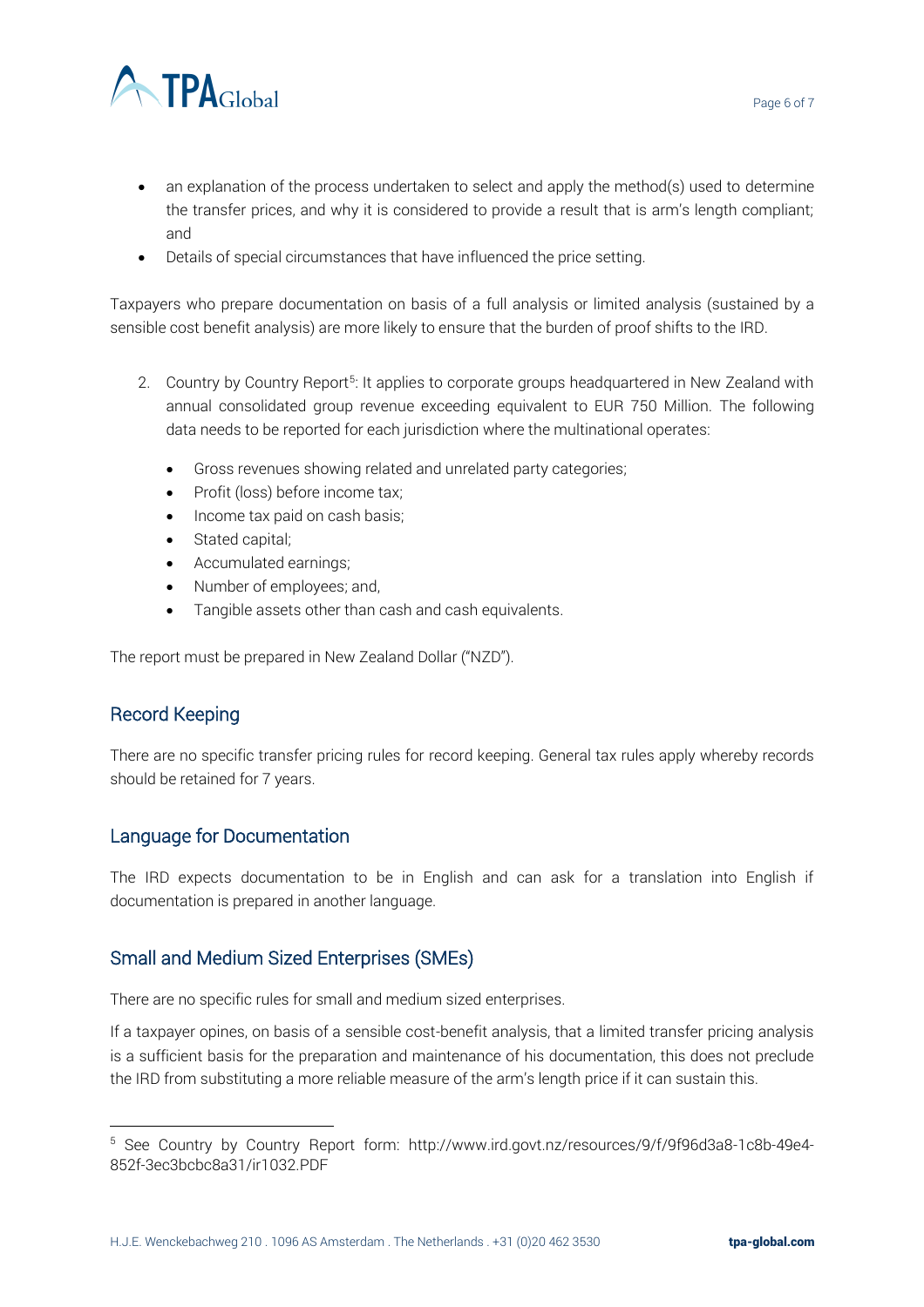- an explanation of the process undertaken to select and apply the method(s) used to determine the transfer prices, and why it is considered to provide a result that is arm's length compliant; and
- Details of special circumstances that have influenced the price setting.

Taxpayers who prepare documentation on basis of a full analysis or limited analysis (sustained by a sensible cost benefit analysis) are more likely to ensure that the burden of proof shifts to the IRD.

2. Country by Country Report[5]: It applies to corporate groups headquartered in New Zealand with annual consolidated group revenue exceeding equivalent to EUR 750 Million. The following data needs to be reported for each jurisdiction where the multinational operates:

    - Gross revenues showing related and unrelated party categories;
    - Profit (loss) before income tax;
    - Income tax paid on cash basis;
    - Stated capital;
    - Accumulated earnings;
    - Number of employees; and,
    - Tangible assets other than cash and cash equivalents.

The report must be prepared in New Zealand Dollar ("NZD").

## Record Keeping

There are no specific transfer pricing rules for record keeping. General tax rules apply whereby records should be retained for 7 years.

## Language for Documentation

The IRD expects documentation to be in English and can ask for a translation into English if documentation is prepared in another language.

## Small and Medium Sized Enterprises (SMEs)

There are no specific rules for small and medium sized enterprises.

If a taxpayer opines, on basis of a sensible cost-benefit analysis, that a limited transfer pricing analysis is a sufficient basis for the preparation and maintenance of his documentation, this does not preclude the IRD from substituting a more reliable measure of the arm's length price if it can sustain this.

---

[5] See Country by Country Report form: http://www.ird.govt.nz/resources/9/f/9f96d3a8-1c8b-49e4-852f-3ec3bcbc8a31/ir1032.PDF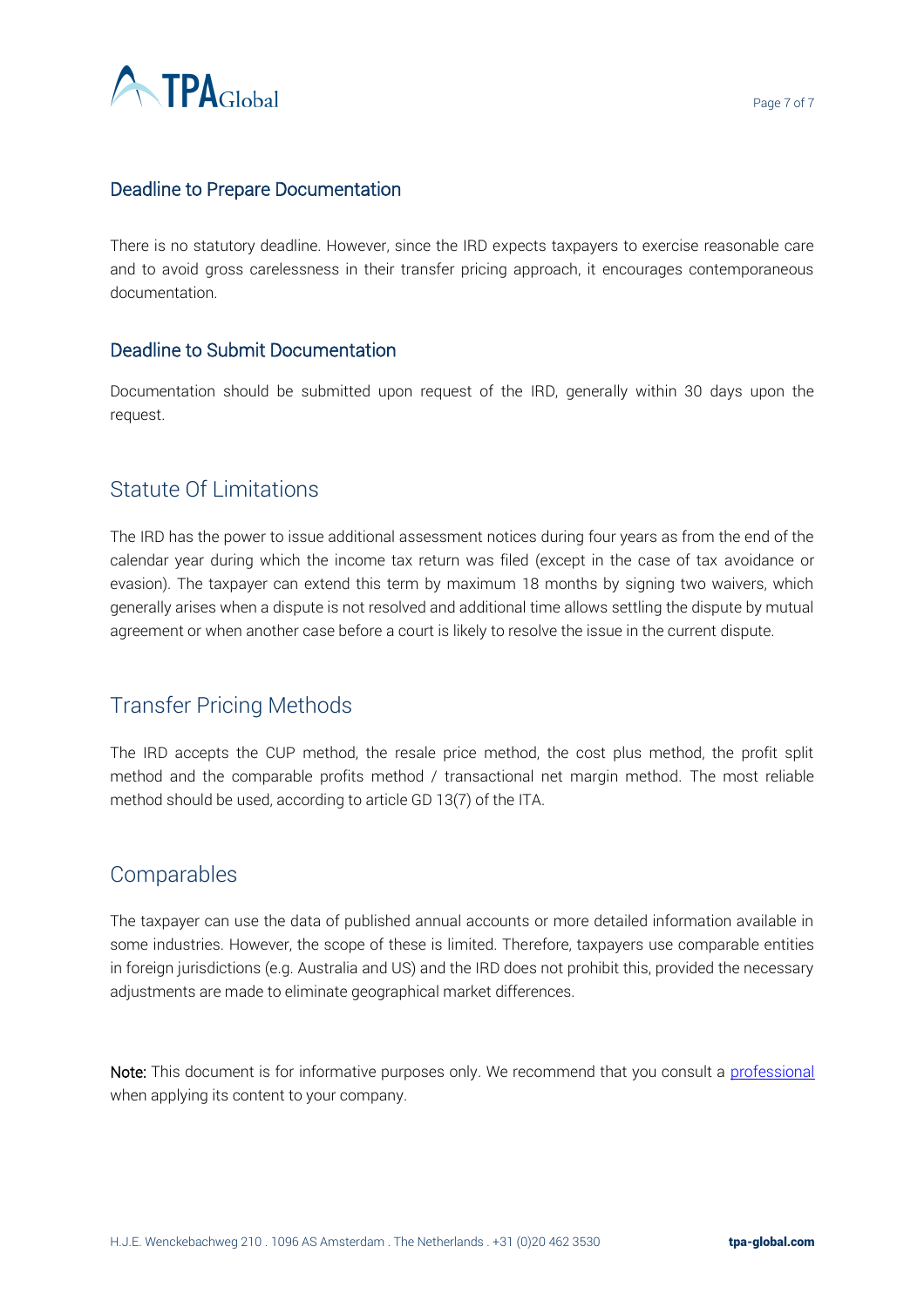### Deadline to Prepare Documentation

There is no statutory deadline. However, since the IRD expects taxpayers to exercise reasonable care and to avoid gross carelessness in their transfer pricing approach, it encourages contemporaneous documentation.

### Deadline to Submit Documentation

Documentation should be submitted upon request of the IRD, generally within 30 days upon the request.

## Statute Of Limitations

The IRD has the power to issue additional assessment notices during four years as from the end of the calendar year during which the income tax return was filed (except in the case of tax avoidance or evasion). The taxpayer can extend this term by maximum 18 months by signing two waivers, which generally arises when a dispute is not resolved and additional time allows settling the dispute by mutual agreement or when another case before a court is likely to resolve the issue in the current dispute.

## Transfer Pricing Methods

The IRD accepts the CUP method, the resale price method, the cost plus method, the profit split method and the comparable profits method / transactional net margin method. The most reliable method should be used, according to article GD 13(7) of the ITA.

## Comparables

The taxpayer can use the data of published annual accounts or more detailed information available in some industries. However, the scope of these is limited. Therefore, taxpayers use comparable entities in foreign jurisdictions (e.g. Australia and US) and the IRD does not prohibit this, provided the necessary adjustments are made to eliminate geographical market differences.

**Note:** This document is for informative purposes only. We recommend that you consult a professional when applying its content to your company.